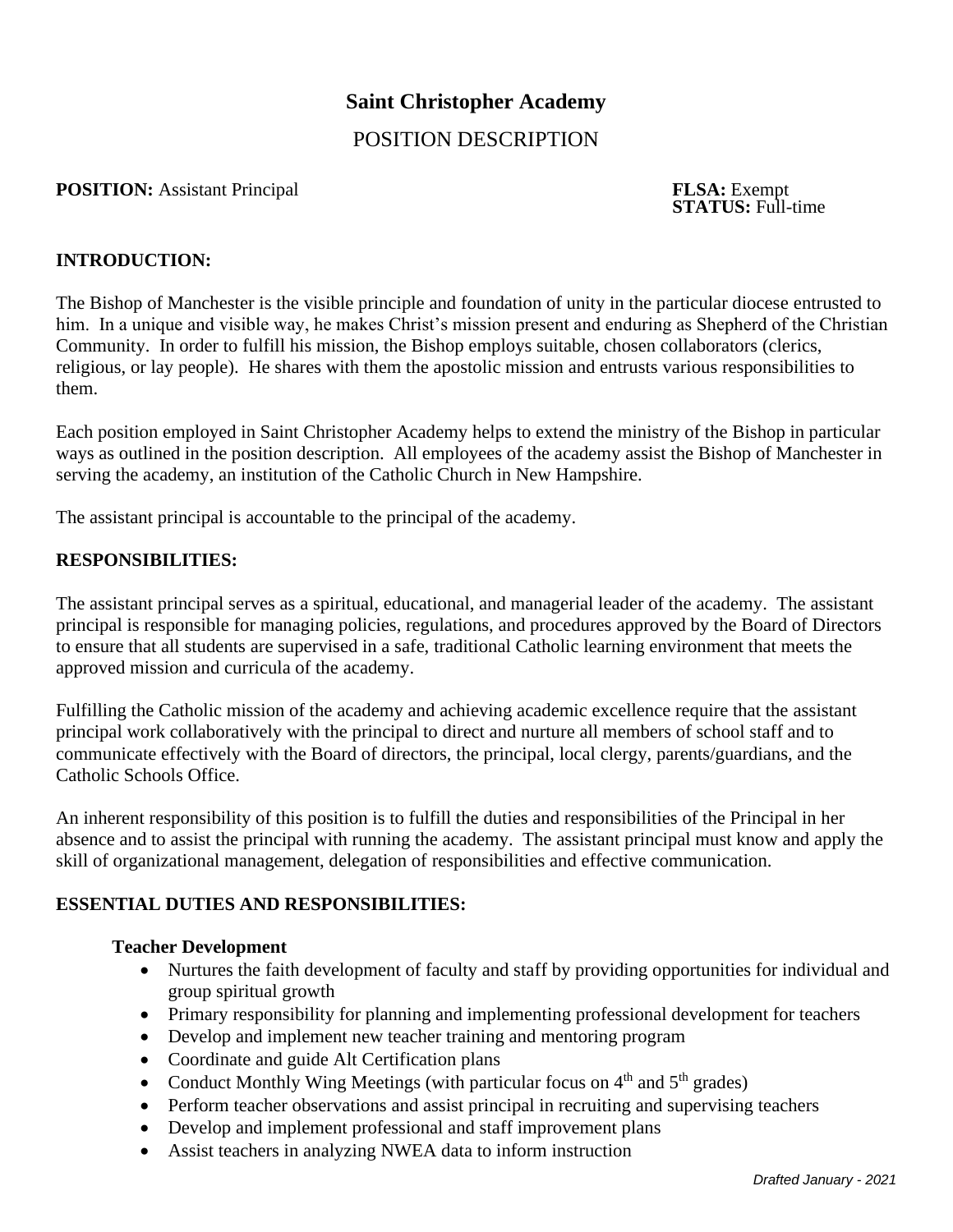# Saint Christopher Academy

## POSITION DESCRIPTION

**POSITION:** Assistant Principal

**FLSA:** Exempt
**STATUS:** Full-time

### INTRODUCTION:

The Bishop of Manchester is the visible principle and foundation of unity in the particular diocese entrusted to him. In a unique and visible way, he makes Christ's mission present and enduring as Shepherd of the Christian Community. In order to fulfill his mission, the Bishop employs suitable, chosen collaborators (clerics, religious, or lay people). He shares with them the apostolic mission and entrusts various responsibilities to them.

Each position employed in Saint Christopher Academy helps to extend the ministry of the Bishop in particular ways as outlined in the position description. All employees of the academy assist the Bishop of Manchester in serving the academy, an institution of the Catholic Church in New Hampshire.

The assistant principal is accountable to the principal of the academy.

### RESPONSIBILITIES:

The assistant principal serves as a spiritual, educational, and managerial leader of the academy. The assistant principal is responsible for managing policies, regulations, and procedures approved by the Board of Directors to ensure that all students are supervised in a safe, traditional Catholic learning environment that meets the approved mission and curricula of the academy.

Fulfilling the Catholic mission of the academy and achieving academic excellence require that the assistant principal work collaboratively with the principal to direct and nurture all members of school staff and to communicate effectively with the Board of directors, the principal, local clergy, parents/guardians, and the Catholic Schools Office.

An inherent responsibility of this position is to fulfill the duties and responsibilities of the Principal in her absence and to assist the principal with running the academy. The assistant principal must know and apply the skill of organizational management, delegation of responsibilities and effective communication.

### ESSENTIAL DUTIES AND RESPONSIBILITIES:

**Teacher Development**

- Nurtures the faith development of faculty and staff by providing opportunities for individual and group spiritual growth
- Primary responsibility for planning and implementing professional development for teachers
- Develop and implement new teacher training and mentoring program
- Coordinate and guide Alt Certification plans
- Conduct Monthly Wing Meetings (with particular focus on 4th and 5th grades)
- Perform teacher observations and assist principal in recruiting and supervising teachers
- Develop and implement professional and staff improvement plans
- Assist teachers in analyzing NWEA data to inform instruction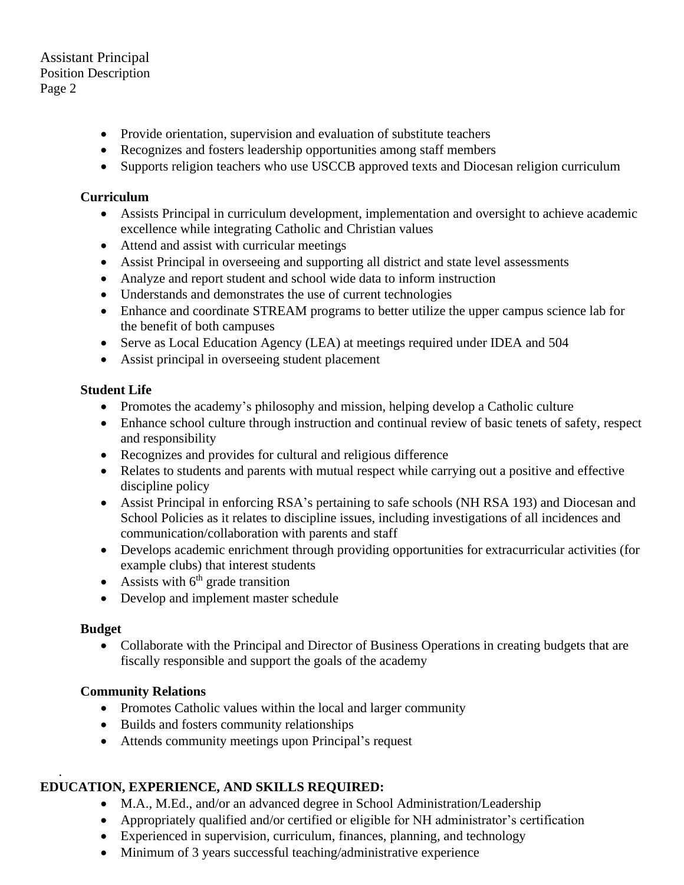- Provide orientation, supervision and evaluation of substitute teachers
- Recognizes and fosters leadership opportunities among staff members
- Supports religion teachers who use USCCB approved texts and Diocesan religion curriculum

**Curriculum**

- Assists Principal in curriculum development, implementation and oversight to achieve academic excellence while integrating Catholic and Christian values
- Attend and assist with curricular meetings
- Assist Principal in overseeing and supporting all district and state level assessments
- Analyze and report student and school wide data to inform instruction
- Understands and demonstrates the use of current technologies
- Enhance and coordinate STREAM programs to better utilize the upper campus science lab for the benefit of both campuses
- Serve as Local Education Agency (LEA) at meetings required under IDEA and 504
- Assist principal in overseeing student placement

**Student Life**

- Promotes the academy's philosophy and mission, helping develop a Catholic culture
- Enhance school culture through instruction and continual review of basic tenets of safety, respect and responsibility
- Recognizes and provides for cultural and religious difference
- Relates to students and parents with mutual respect while carrying out a positive and effective discipline policy
- Assist Principal in enforcing RSA's pertaining to safe schools (NH RSA 193) and Diocesan and School Policies as it relates to discipline issues, including investigations of all incidences and communication/collaboration with parents and staff
- Develops academic enrichment through providing opportunities for extracurricular activities (for example clubs) that interest students
- Assists with 6th grade transition
- Develop and implement master schedule

**Budget**

- Collaborate with the Principal and Director of Business Operations in creating budgets that are fiscally responsible and support the goals of the academy

**Community Relations**

- Promotes Catholic values within the local and larger community
- Builds and fosters community relationships
- Attends community meetings upon Principal's request

**EDUCATION, EXPERIENCE, AND SKILLS REQUIRED:**

- M.A., M.Ed., and/or an advanced degree in School Administration/Leadership
- Appropriately qualified and/or certified or eligible for NH administrator's certification
- Experienced in supervision, curriculum, finances, planning, and technology
- Minimum of 3 years successful teaching/administrative experience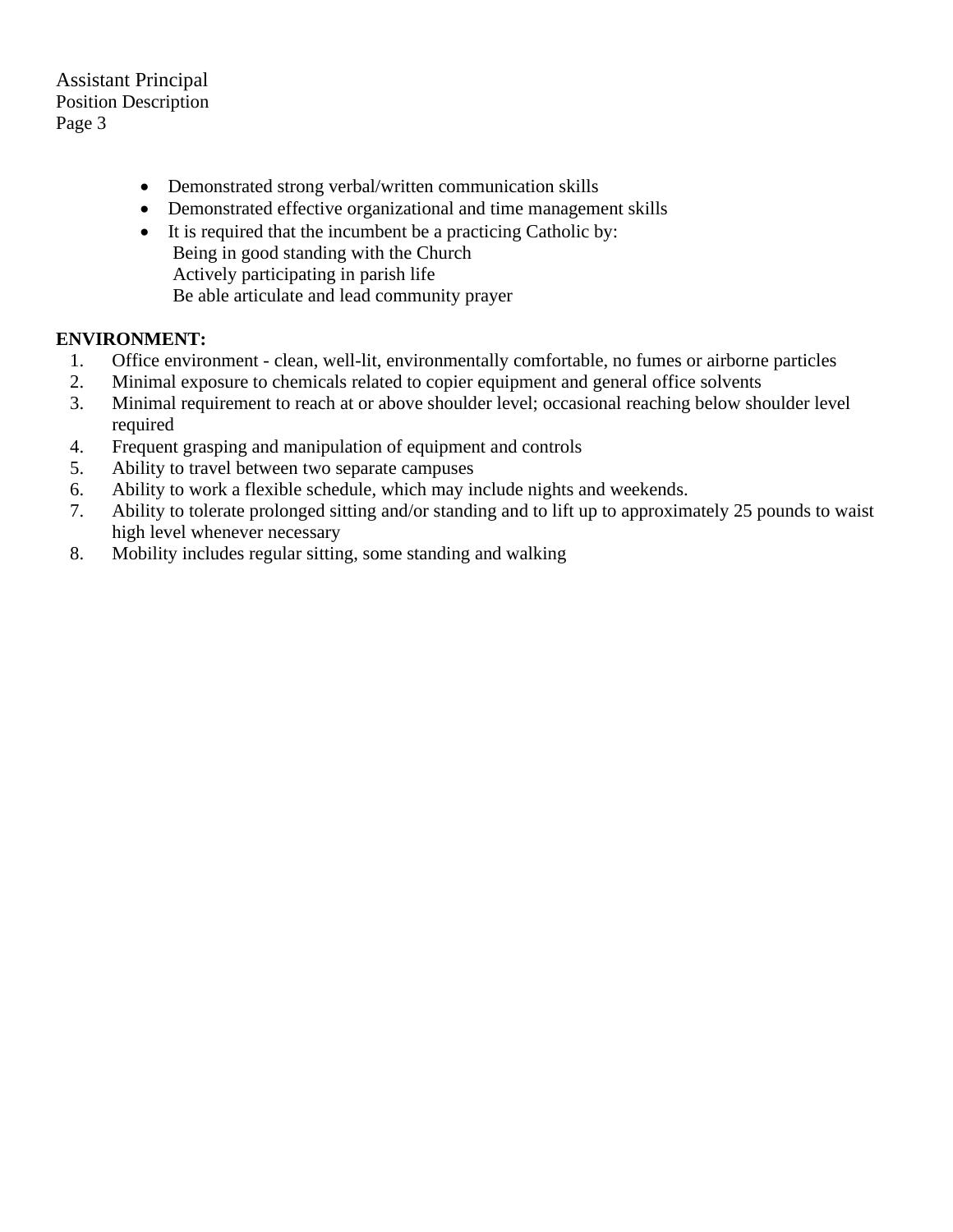- Demonstrated strong verbal/written communication skills
- Demonstrated effective organizational and time management skills
- It is required that the incumbent be a practicing Catholic by:
  Being in good standing with the Church
  Actively participating in parish life
  Be able articulate and lead community prayer

**ENVIRONMENT:**

1. Office environment - clean, well-lit, environmentally comfortable, no fumes or airborne particles
2. Minimal exposure to chemicals related to copier equipment and general office solvents
3. Minimal requirement to reach at or above shoulder level; occasional reaching below shoulder level required
4. Frequent grasping and manipulation of equipment and controls
5. Ability to travel between two separate campuses
6. Ability to work a flexible schedule, which may include nights and weekends.
7. Ability to tolerate prolonged sitting and/or standing and to lift up to approximately 25 pounds to waist high level whenever necessary
8. Mobility includes regular sitting, some standing and walking